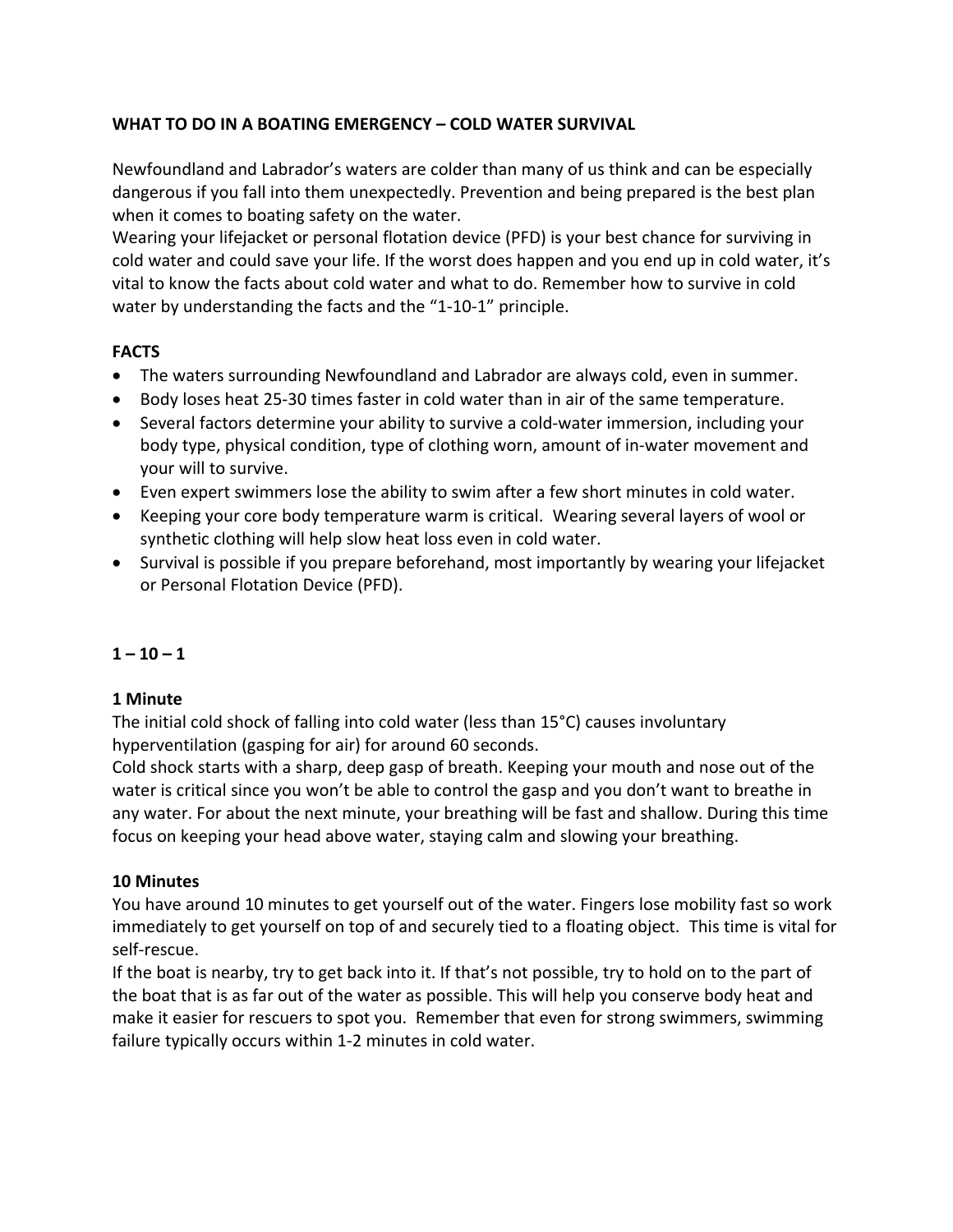# WHAT TO DO IN A BOATING EMERGENCY – COLD WATER SURVIVAL

Newfoundland and Labrador's waters are colder than many of us think and can be especially dangerous if you fall into them unexpectedly. Prevention and being prepared is the best plan when it comes to boating safety on the water.

Wearing your lifejacket or personal flotation device (PFD) is your best chance for surviving in cold water and could save your life. If the worst does happen and you end up in cold water, it's vital to know the facts about cold water and what to do. Remember how to survive in cold water by understanding the facts and the "1-10-1" principle.

## FACTS

- The waters surrounding Newfoundland and Labrador are always cold, even in summer.
- Body loses heat 25-30 times faster in cold water than in air of the same temperature.
- Several factors determine your ability to survive a cold-water immersion, including your body type, physical condition, type of clothing worn, amount of in-water movement and your will to survive.
- Even expert swimmers lose the ability to swim after a few short minutes in cold water.
- Keeping your core body temperature warm is critical. Wearing several layers of wool or synthetic clothing will help slow heat loss even in cold water.
- Survival is possible if you prepare beforehand, most importantly by wearing your lifejacket or Personal Flotation Device (PFD).

## 1 – 10 – 1

### 1 Minute

The initial cold shock of falling into cold water (less than 15°C) causes involuntary hyperventilation (gasping for air) for around 60 seconds.

Cold shock starts with a sharp, deep gasp of breath. Keeping your mouth and nose out of the water is critical since you won't be able to control the gasp and you don't want to breathe in any water. For about the next minute, your breathing will be fast and shallow. During this time focus on keeping your head above water, staying calm and slowing your breathing.

### 10 Minutes

You have around 10 minutes to get yourself out of the water. Fingers lose mobility fast so work immediately to get yourself on top of and securely tied to a floating object. This time is vital for self-rescue.

If the boat is nearby, try to get back into it. If that's not possible, try to hold on to the part of the boat that is as far out of the water as possible. This will help you conserve body heat and make it easier for rescuers to spot you. Remember that even for strong swimmers, swimming failure typically occurs within 1-2 minutes in cold water.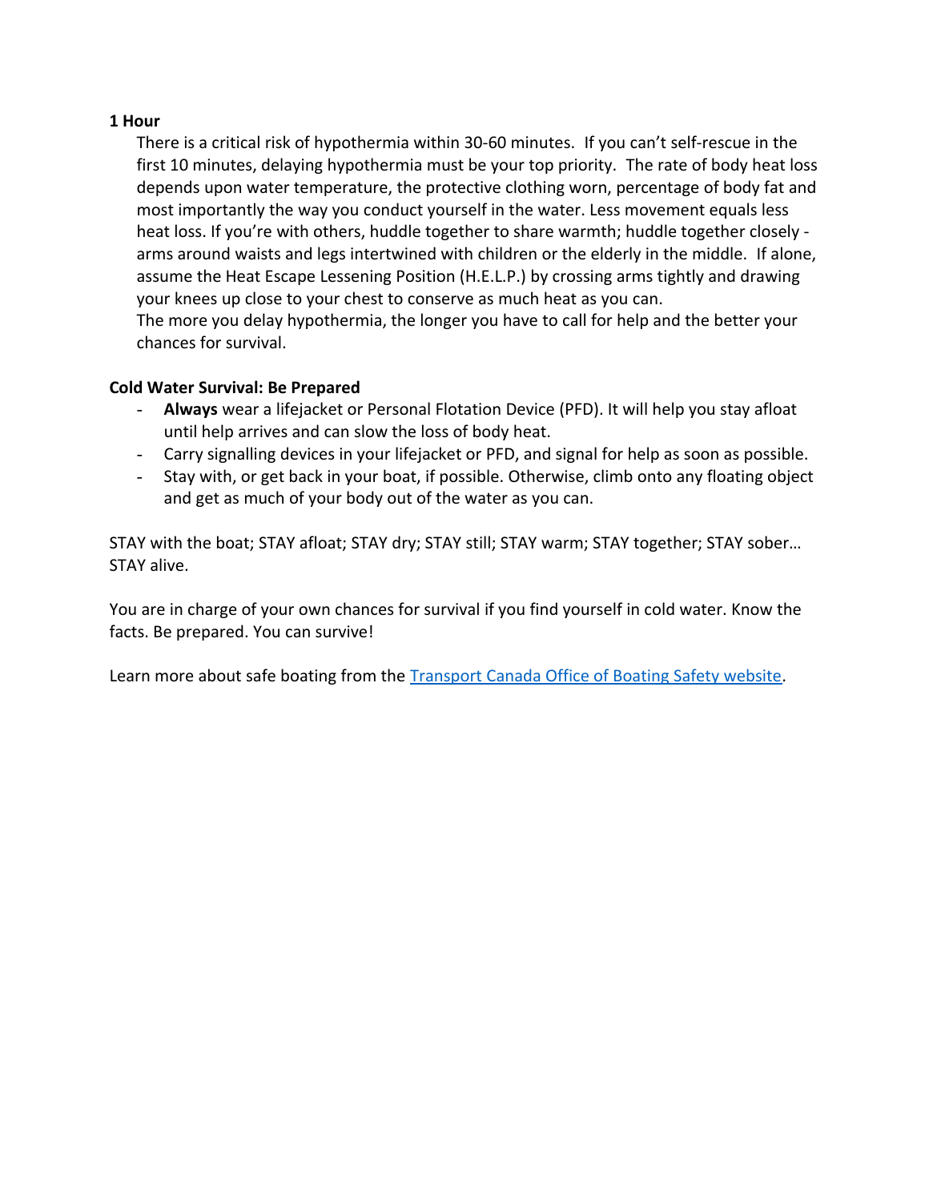**1 Hour**

There is a critical risk of hypothermia within 30-60 minutes. If you can't self-rescue in the first 10 minutes, delaying hypothermia must be your top priority. The rate of body heat loss depends upon water temperature, the protective clothing worn, percentage of body fat and most importantly the way you conduct yourself in the water. Less movement equals less heat loss. If you're with others, huddle together to share warmth; huddle together closely - arms around waists and legs intertwined with children or the elderly in the middle. If alone, assume the Heat Escape Lessening Position (H.E.L.P.) by crossing arms tightly and drawing your knees up close to your chest to conserve as much heat as you can.

The more you delay hypothermia, the longer you have to call for help and the better your chances for survival.

**Cold Water Survival: Be Prepared**

- **Always** wear a lifejacket or Personal Flotation Device (PFD). It will help you stay afloat until help arrives and can slow the loss of body heat.
- Carry signalling devices in your lifejacket or PFD, and signal for help as soon as possible.
- Stay with, or get back in your boat, if possible. Otherwise, climb onto any floating object and get as much of your body out of the water as you can.

STAY with the boat; STAY afloat; STAY dry; STAY still; STAY warm; STAY together; STAY sober… STAY alive.

You are in charge of your own chances for survival if you find yourself in cold water. Know the facts. Be prepared. You can survive!

Learn more about safe boating from the Transport Canada Office of Boating Safety website.